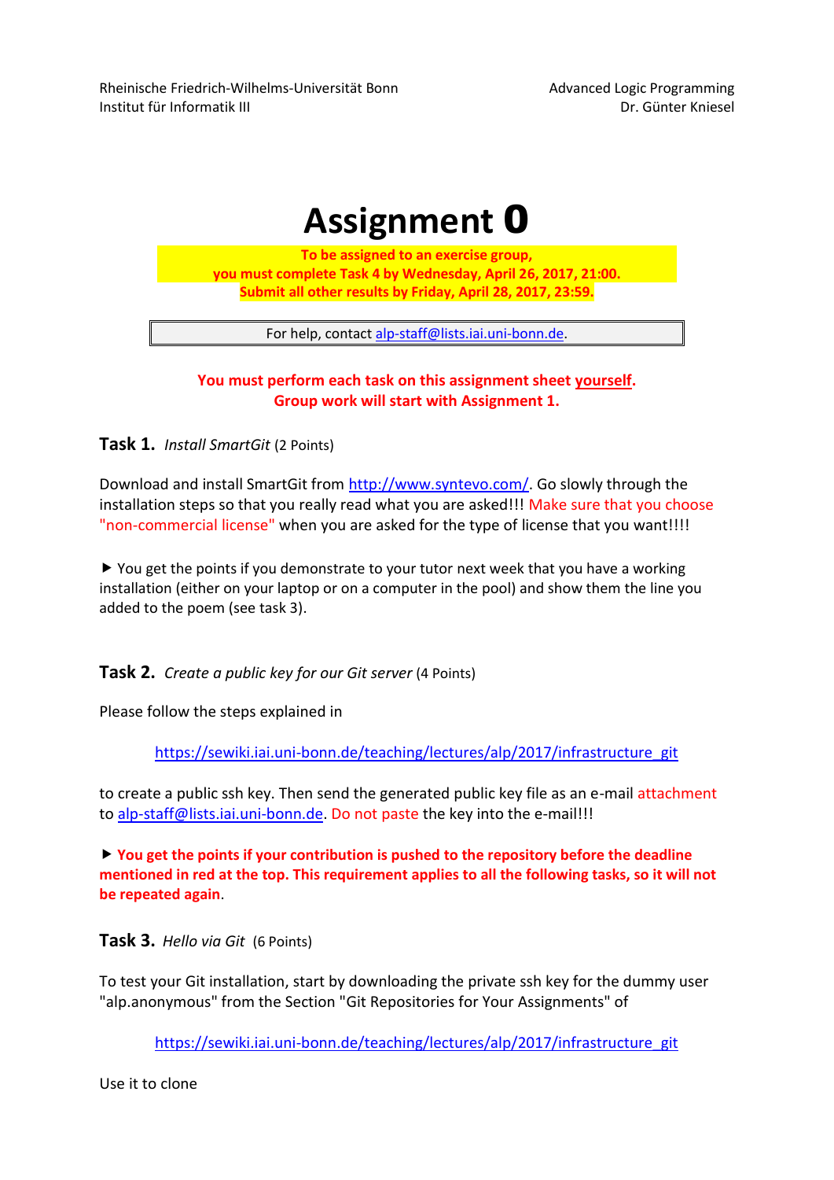Rheinische Friedrich-Wilhelms-Universität Bonn
Institut für Informatik III

Advanced Logic Programming
Dr. Günter Kniesel

# Assignment 0

**To be assigned to an exercise group,
you must complete Task 4 by Wednesday, April 26, 2017, 21:00.
Submit all other results by Friday, April 28, 2017, 23:59.**

For help, contact alp-staff@lists.iai.uni-bonn.de.

**You must perform each task on this assignment sheet yourself.
Group work will start with Assignment 1.**

## Task 1. *Install SmartGit* (2 Points)

Download and install SmartGit from http://www.syntevo.com/. Go slowly through the installation steps so that you really read what you are asked!!! Make sure that you choose "non-commercial license" when you are asked for the type of license that you want!!!!

► You get the points if you demonstrate to your tutor next week that you have a working installation (either on your laptop or on a computer in the pool) and show them the line you added to the poem (see task 3).

## Task 2. *Create a public key for our Git server* (4 Points)

Please follow the steps explained in

https://sewiki.iai.uni-bonn.de/teaching/lectures/alp/2017/infrastructure_git

to create a public ssh key. Then send the generated public key file as an e-mail attachment to alp-staff@lists.iai.uni-bonn.de. Do not paste the key into the e-mail!!!

► **You get the points if your contribution is pushed to the repository before the deadline mentioned in red at the top. This requirement applies to all the following tasks, so it will not be repeated again**.

## Task 3. *Hello via Git* (6 Points)

To test your Git installation, start by downloading the private ssh key for the dummy user "alp.anonymous" from the Section "Git Repositories for Your Assignments" of

https://sewiki.iai.uni-bonn.de/teaching/lectures/alp/2017/infrastructure_git

Use it to clone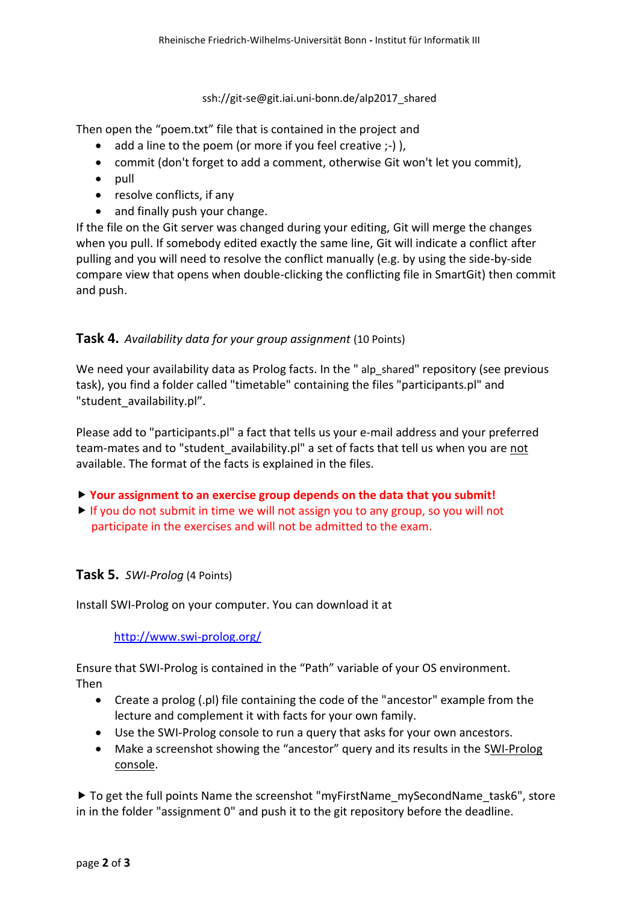ssh://git-se@git.iai.uni-bonn.de/alp2017_shared

Then open the “poem.txt” file that is contained in the project and

- add a line to the poem (or more if you feel creative ;-) ),
- commit (don't forget to add a comment, otherwise Git won't let you commit),
- pull
- resolve conflicts, if any
- and finally push your change.

If the file on the Git server was changed during your editing, Git will merge the changes when you pull. If somebody edited exactly the same line, Git will indicate a conflict after pulling and you will need to resolve the conflict manually (e.g. by using the side-by-side compare view that opens when double-clicking the conflicting file in SmartGit) then commit and push.

### Task 4. *Availability data for your group assignment* (10 Points)

We need your availability data as Prolog facts. In the " alp_shared" repository (see previous task), you find a folder called "timetable" containing the files "participants.pl" and "student_availability.pl”.

Please add to "participants.pl" a fact that tells us your e-mail address and your preferred team-mates and to "student_availability.pl" a set of facts that tell us when you are <u>not</u> available. The format of the facts is explained in the files.

► **Your assignment to an exercise group depends on the data that you submit!**
► If you do not submit in time we will not assign you to any group, so you will not participate in the exercises and will not be admitted to the exam.

### Task 5. *SWI-Prolog* (4 Points)

Install SWI-Prolog on your computer. You can download it at

[http://www.swi-prolog.org/](http://www.swi-prolog.org/)

Ensure that SWI-Prolog is contained in the “Path” variable of your OS environment.
Then

- Create a prolog (.pl) file containing the code of the "ancestor" example from the lecture and complement it with facts for your own family.
- Use the SWI-Prolog console to run a query that asks for your own ancestors.
- Make a screenshot showing the “ancestor” query and its results in the <u>SWI-Prolog console</u>.

► To get the full points Name the screenshot "myFirstName_mySecondName_task6", store in in the folder "assignment 0" and push it to the git repository before the deadline.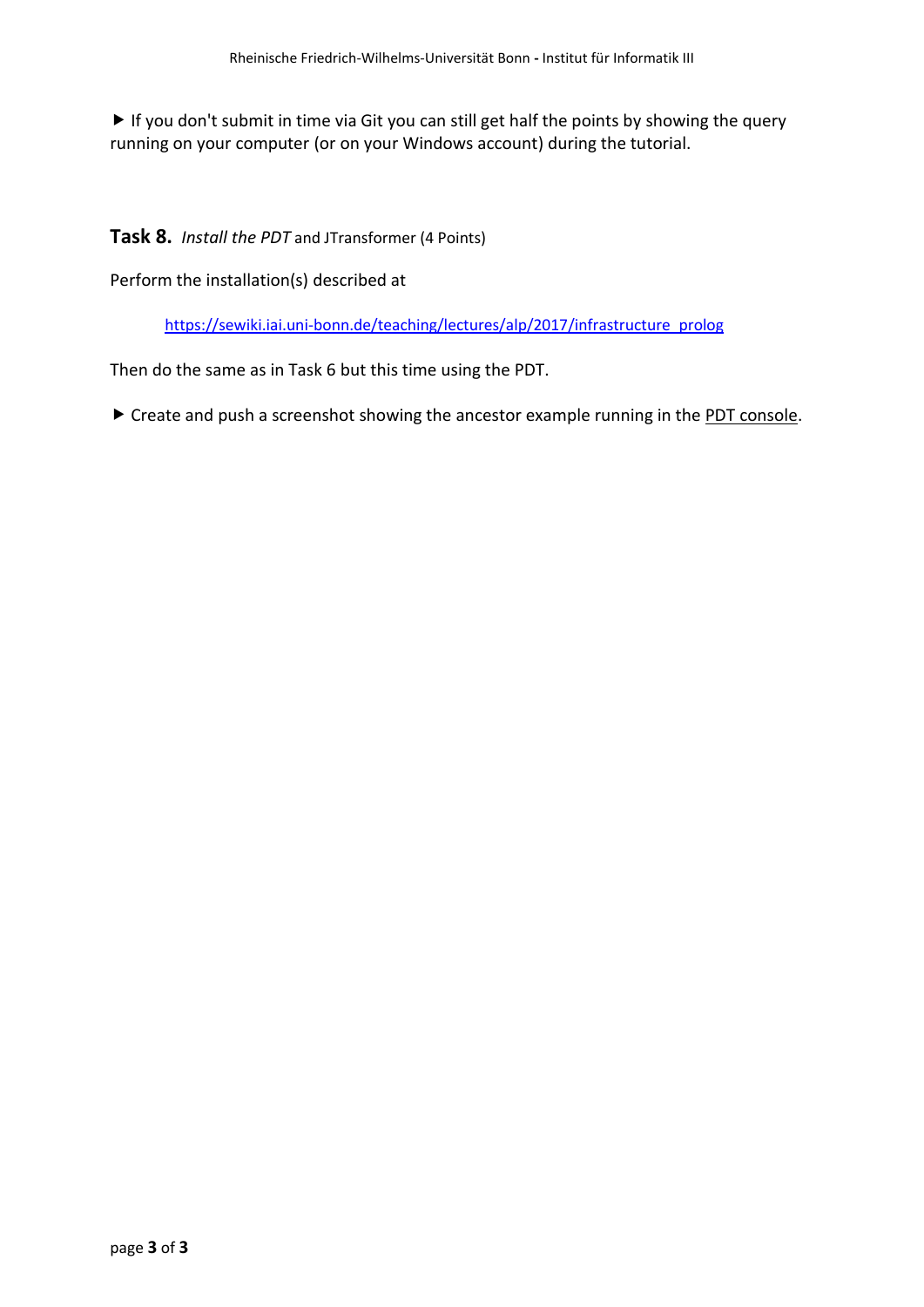▶ If you don't submit in time via Git you can still get half the points by showing the query running on your computer (or on your Windows account) during the tutorial.

**Task 8.** *Install the PDT* and JTransformer (4 Points)

Perform the installation(s) described at

> https://sewiki.iai.uni-bonn.de/teaching/lectures/alp/2017/infrastructure_prolog

Then do the same as in Task 6 but this time using the PDT.

▶ Create and push a screenshot showing the ancestor example running in the PDT console.